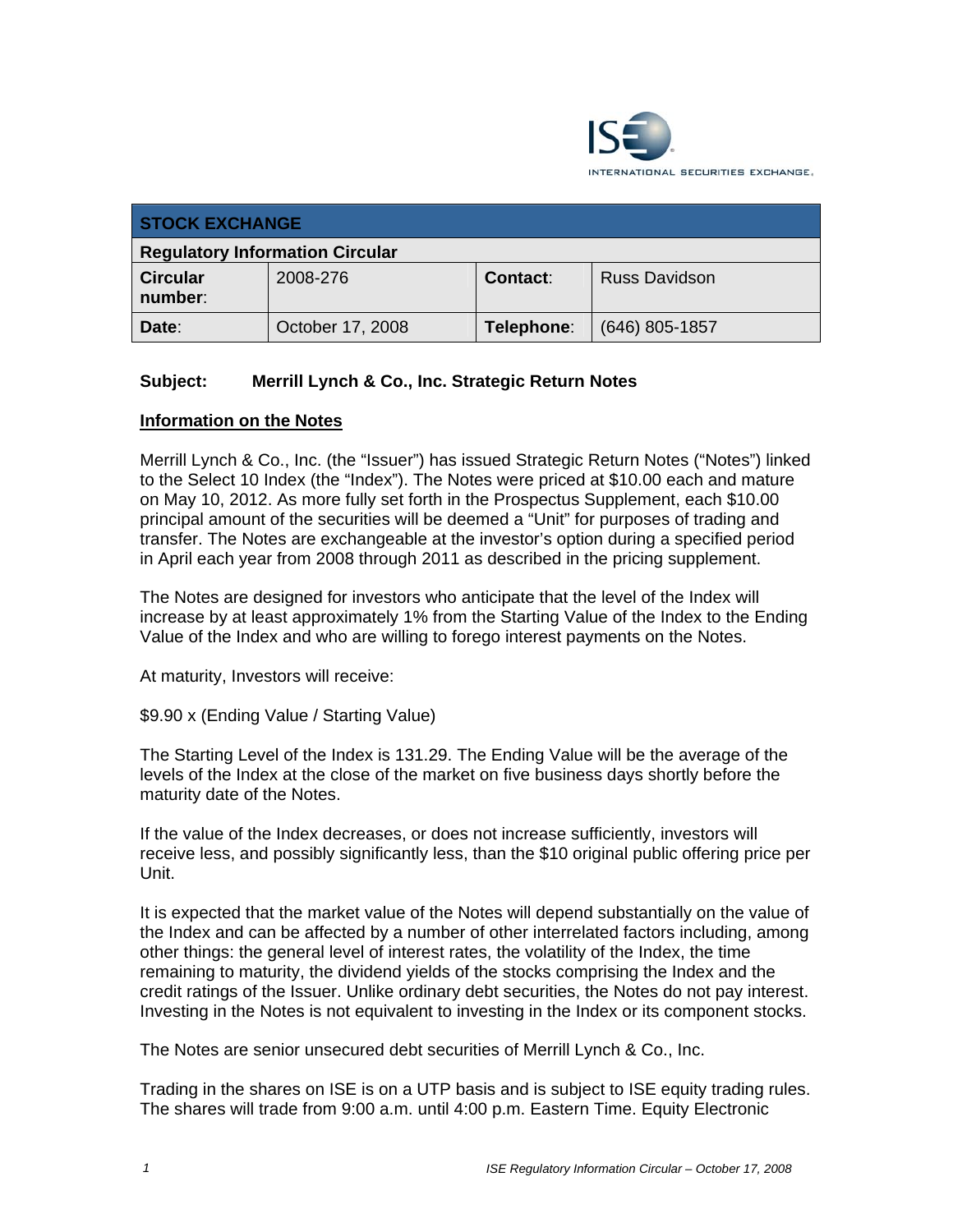| STOCK EXCHANGE | | | |
|---|---|---|---|
| **Regulatory Information Circular** | | | |
| **Circular number**: | 2008-276 | **Contact**: | Russ Davidson |
| **Date**: | October 17, 2008 | **Telephone**: | (646) 805-1857 |

**Subject: Merrill Lynch & Co., Inc. Strategic Return Notes**

## Information on the Notes

Merrill Lynch & Co., Inc. (the "Issuer") has issued Strategic Return Notes ("Notes") linked to the Select 10 Index (the "Index"). The Notes were priced at $10.00 each and mature on May 10, 2012. As more fully set forth in the Prospectus Supplement, each $10.00 principal amount of the securities will be deemed a "Unit" for purposes of trading and transfer. The Notes are exchangeable at the investor's option during a specified period in April each year from 2008 through 2011 as described in the pricing supplement.

The Notes are designed for investors who anticipate that the level of the Index will increase by at least approximately 1% from the Starting Value of the Index to the Ending Value of the Index and who are willing to forego interest payments on the Notes.

At maturity, Investors will receive:

$9.90 x (Ending Value / Starting Value)

The Starting Level of the Index is 131.29. The Ending Value will be the average of the levels of the Index at the close of the market on five business days shortly before the maturity date of the Notes.

If the value of the Index decreases, or does not increase sufficiently, investors will receive less, and possibly significantly less, than the $10 original public offering price per Unit.

It is expected that the market value of the Notes will depend substantially on the value of the Index and can be affected by a number of other interrelated factors including, among other things: the general level of interest rates, the volatility of the Index, the time remaining to maturity, the dividend yields of the stocks comprising the Index and the credit ratings of the Issuer. Unlike ordinary debt securities, the Notes do not pay interest. Investing in the Notes is not equivalent to investing in the Index or its component stocks.

The Notes are senior unsecured debt securities of Merrill Lynch & Co., Inc.

Trading in the shares on ISE is on a UTP basis and is subject to ISE equity trading rules. The shares will trade from 9:00 a.m. until 4:00 p.m. Eastern Time. Equity Electronic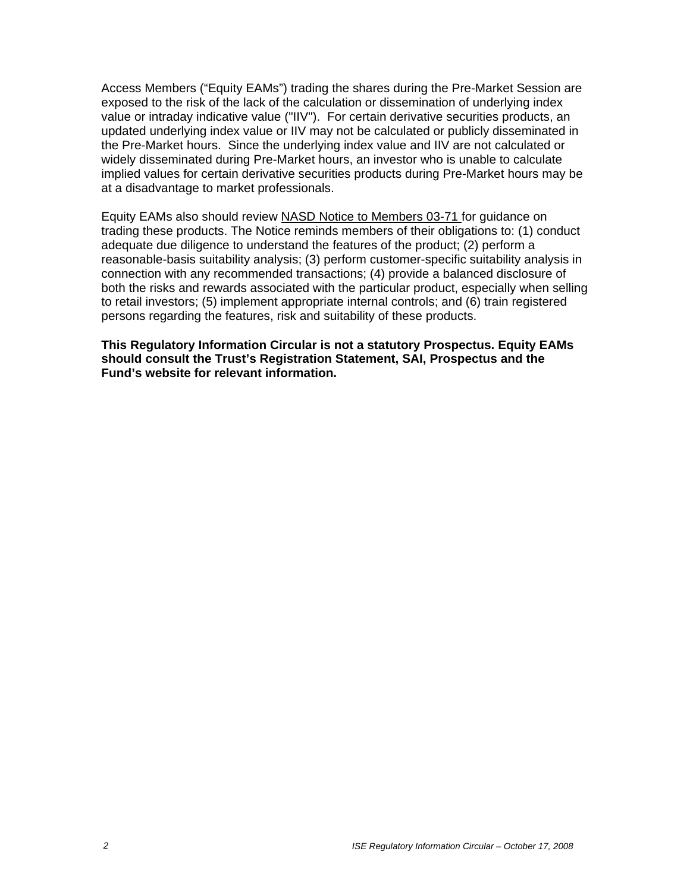Access Members ("Equity EAMs") trading the shares during the Pre-Market Session are exposed to the risk of the lack of the calculation or dissemination of underlying index value or intraday indicative value ("IIV"). For certain derivative securities products, an updated underlying index value or IIV may not be calculated or publicly disseminated in the Pre-Market hours. Since the underlying index value and IIV are not calculated or widely disseminated during Pre-Market hours, an investor who is unable to calculate implied values for certain derivative securities products during Pre-Market hours may be at a disadvantage to market professionals.

Equity EAMs also should review NASD Notice to Members 03-71 for guidance on trading these products. The Notice reminds members of their obligations to: (1) conduct adequate due diligence to understand the features of the product; (2) perform a reasonable-basis suitability analysis; (3) perform customer-specific suitability analysis in connection with any recommended transactions; (4) provide a balanced disclosure of both the risks and rewards associated with the particular product, especially when selling to retail investors; (5) implement appropriate internal controls; and (6) train registered persons regarding the features, risk and suitability of these products.

**This Regulatory Information Circular is not a statutory Prospectus. Equity EAMs should consult the Trust's Registration Statement, SAI, Prospectus and the Fund's website for relevant information.**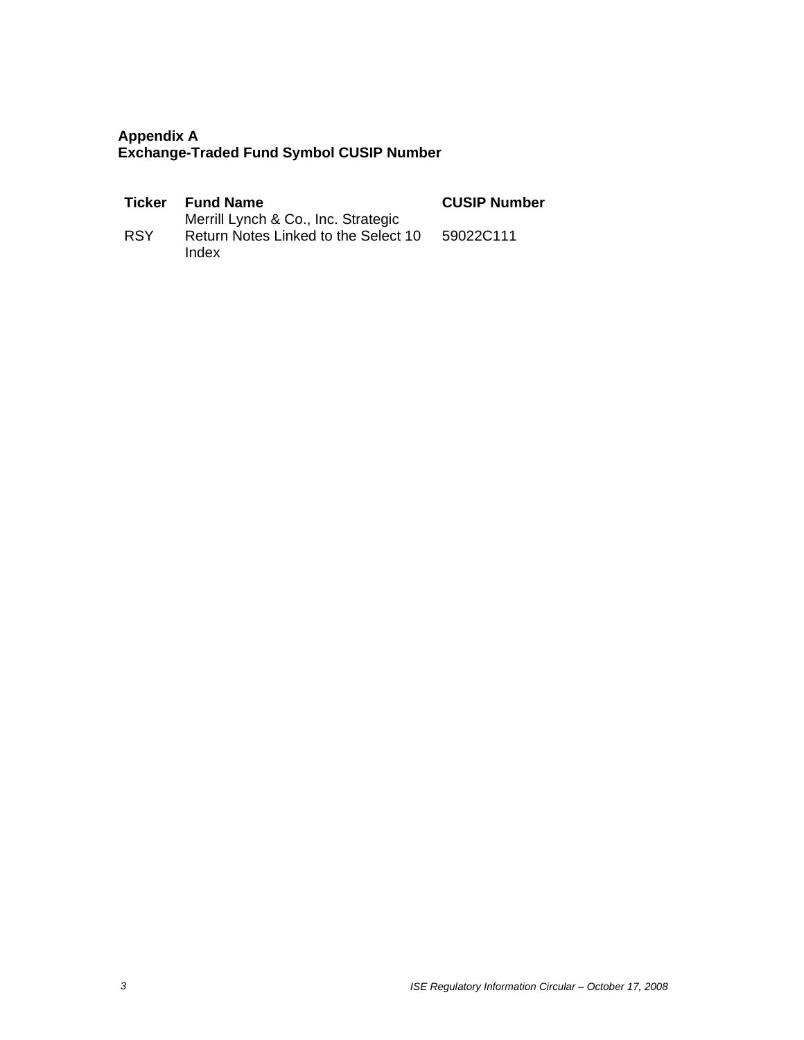**Appendix A**
**Exchange-Traded Fund Symbol CUSIP Number**

| Ticker | Fund Name | CUSIP Number |
| --- | --- | --- |
| RSY | Merrill Lynch & Co., Inc. Strategic Return Notes Linked to the Select 10 Index | 59022C111 |